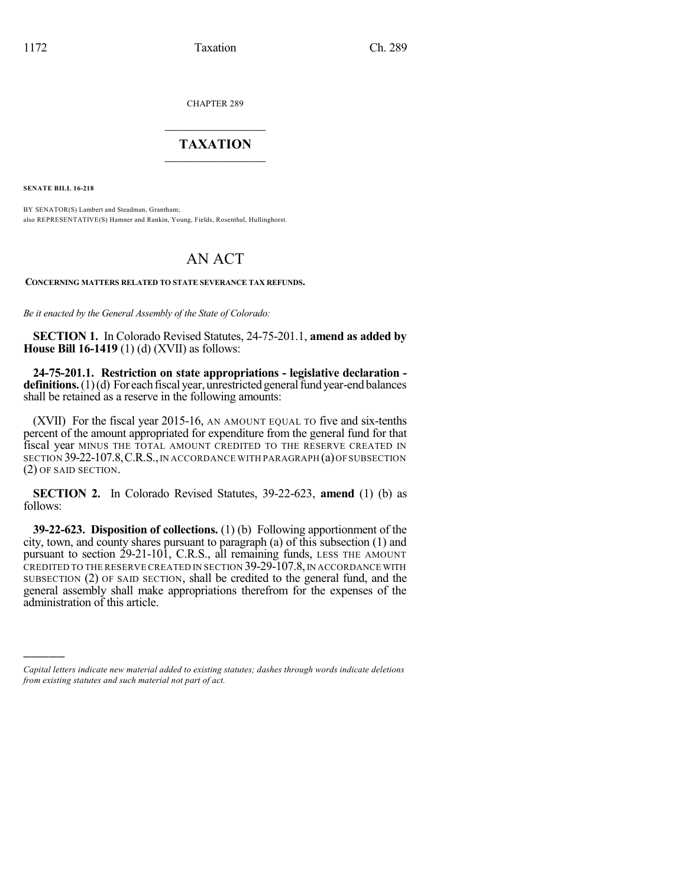CHAPTER 289

# TAXATION

**SENATE BILL 16-218**

BY SENATOR(S) Lambert and Steadman, Grantham;
also REPRESENTATIVE(S) Hamner and Rankin, Young, Fields, Rosenthal, Hullinghorst.

# AN ACT

**CONCERNING MATTERS RELATED TO STATE SEVERANCE TAX REFUNDS.**

*Be it enacted by the General Assembly of the State of Colorado:*

**SECTION 1.** In Colorado Revised Statutes, 24-75-201.1, **amend as added by House Bill 16-1419** (1) (d) (XVII) as follows:

**24-75-201.1. Restriction on state appropriations - legislative declaration - definitions.** (1) (d) For each fiscal year, unrestricted general fund year-end balances shall be retained as a reserve in the following amounts:

(XVII) For the fiscal year 2015-16, AN AMOUNT EQUAL TO five and six-tenths percent of the amount appropriated for expenditure from the general fund for that fiscal year MINUS THE TOTAL AMOUNT CREDITED TO THE RESERVE CREATED IN SECTION 39-22-107.8, C.R.S., IN ACCORDANCE WITH PARAGRAPH (a) OF SUBSECTION (2) OF SAID SECTION.

**SECTION 2.** In Colorado Revised Statutes, 39-22-623, **amend** (1) (b) as follows:

**39-22-623. Disposition of collections.** (1) (b) Following apportionment of the city, town, and county shares pursuant to paragraph (a) of this subsection (1) and pursuant to section 29-21-101, C.R.S., all remaining funds, LESS THE AMOUNT CREDITED TO THE RESERVE CREATED IN SECTION 39-29-107.8, IN ACCORDANCE WITH SUBSECTION (2) OF SAID SECTION, shall be credited to the general fund, and the general assembly shall make appropriations therefrom for the expenses of the administration of this article.

---

*Capital letters indicate new material added to existing statutes; dashes through words indicate deletions from existing statutes and such material not part of act.*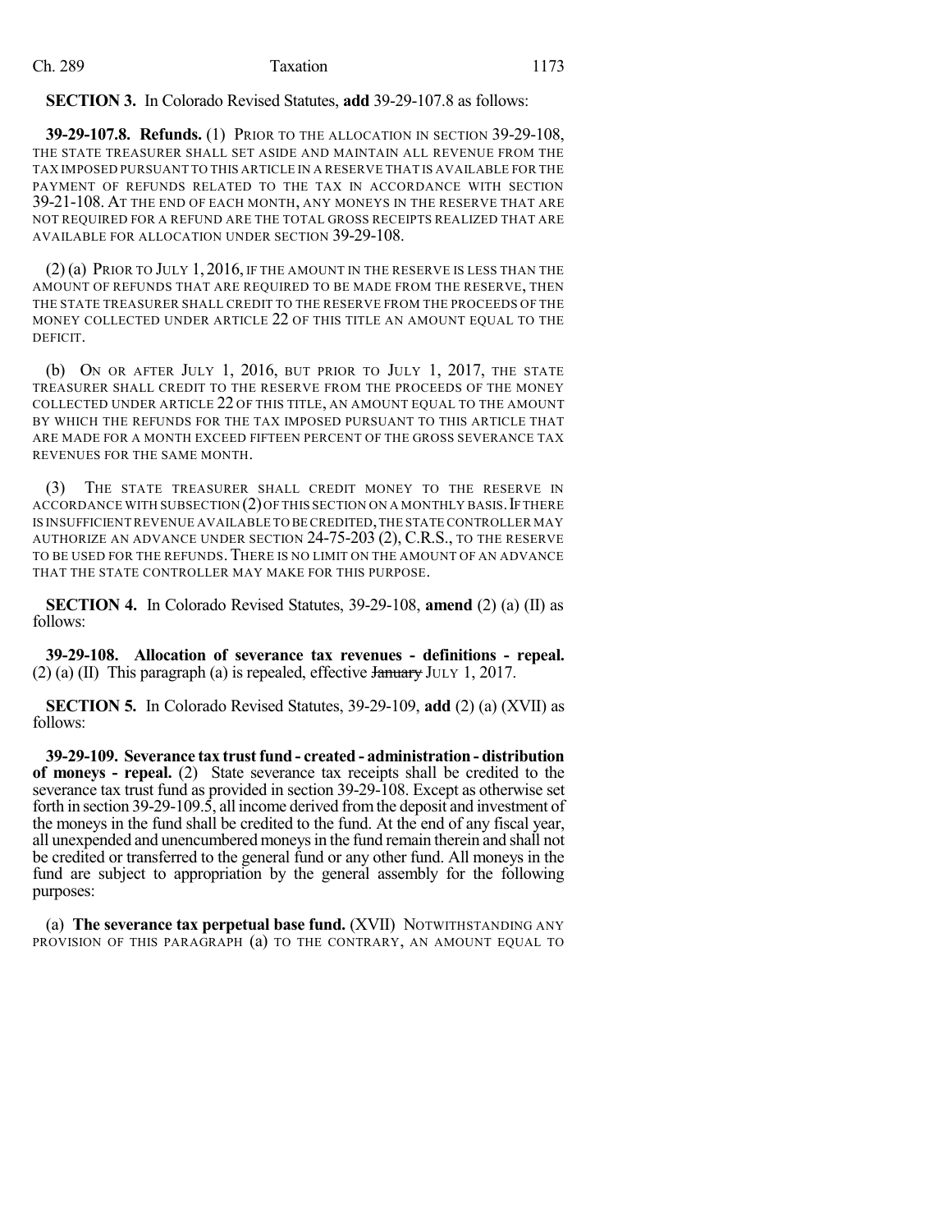**SECTION 3.** In Colorado Revised Statutes, **add** 39-29-107.8 as follows:

**39-29-107.8. Refunds.** (1) PRIOR TO THE ALLOCATION IN SECTION 39-29-108, THE STATE TREASURER SHALL SET ASIDE AND MAINTAIN ALL REVENUE FROM THE TAX IMPOSED PURSUANT TO THIS ARTICLE IN A RESERVE THAT IS AVAILABLE FOR THE PAYMENT OF REFUNDS RELATED TO THE TAX IN ACCORDANCE WITH SECTION 39-21-108. AT THE END OF EACH MONTH, ANY MONEYS IN THE RESERVE THAT ARE NOT REQUIRED FOR A REFUND ARE THE TOTAL GROSS RECEIPTS REALIZED THAT ARE AVAILABLE FOR ALLOCATION UNDER SECTION 39-29-108.

(2) (a) PRIOR TO JULY 1, 2016, IF THE AMOUNT IN THE RESERVE IS LESS THAN THE AMOUNT OF REFUNDS THAT ARE REQUIRED TO BE MADE FROM THE RESERVE, THEN THE STATE TREASURER SHALL CREDIT TO THE RESERVE FROM THE PROCEEDS OF THE MONEY COLLECTED UNDER ARTICLE 22 OF THIS TITLE AN AMOUNT EQUAL TO THE DEFICIT.

(b) ON OR AFTER JULY 1, 2016, BUT PRIOR TO JULY 1, 2017, THE STATE TREASURER SHALL CREDIT TO THE RESERVE FROM THE PROCEEDS OF THE MONEY COLLECTED UNDER ARTICLE 22 OF THIS TITLE, AN AMOUNT EQUAL TO THE AMOUNT BY WHICH THE REFUNDS FOR THE TAX IMPOSED PURSUANT TO THIS ARTICLE THAT ARE MADE FOR A MONTH EXCEED FIFTEEN PERCENT OF THE GROSS SEVERANCE TAX REVENUES FOR THE SAME MONTH.

(3) THE STATE TREASURER SHALL CREDIT MONEY TO THE RESERVE IN ACCORDANCE WITH SUBSECTION (2) OF THIS SECTION ON A MONTHLY BASIS. IF THERE IS INSUFFICIENT REVENUE AVAILABLE TO BE CREDITED, THE STATE CONTROLLER MAY AUTHORIZE AN ADVANCE UNDER SECTION 24-75-203 (2), C.R.S., TO THE RESERVE TO BE USED FOR THE REFUNDS. THERE IS NO LIMIT ON THE AMOUNT OF AN ADVANCE THAT THE STATE CONTROLLER MAY MAKE FOR THIS PURPOSE.

**SECTION 4.** In Colorado Revised Statutes, 39-29-108, **amend** (2) (a) (II) as follows:

**39-29-108. Allocation of severance tax revenues - definitions - repeal.** (2) (a) (II) This paragraph (a) is repealed, effective ~~January~~ JULY 1, 2017.

**SECTION 5.** In Colorado Revised Statutes, 39-29-109, **add** (2) (a) (XVII) as follows:

**39-29-109. Severance tax trust fund - created - administration - distribution of moneys - repeal.** (2) State severance tax receipts shall be credited to the severance tax trust fund as provided in section 39-29-108. Except as otherwise set forth in section 39-29-109.5, all income derived from the deposit and investment of the moneys in the fund shall be credited to the fund. At the end of any fiscal year, all unexpended and unencumbered moneys in the fund remain therein and shall not be credited or transferred to the general fund or any other fund. All moneys in the fund are subject to appropriation by the general assembly for the following purposes:

(a) **The severance tax perpetual base fund.** (XVII) NOTWITHSTANDING ANY PROVISION OF THIS PARAGRAPH (a) TO THE CONTRARY, AN AMOUNT EQUAL TO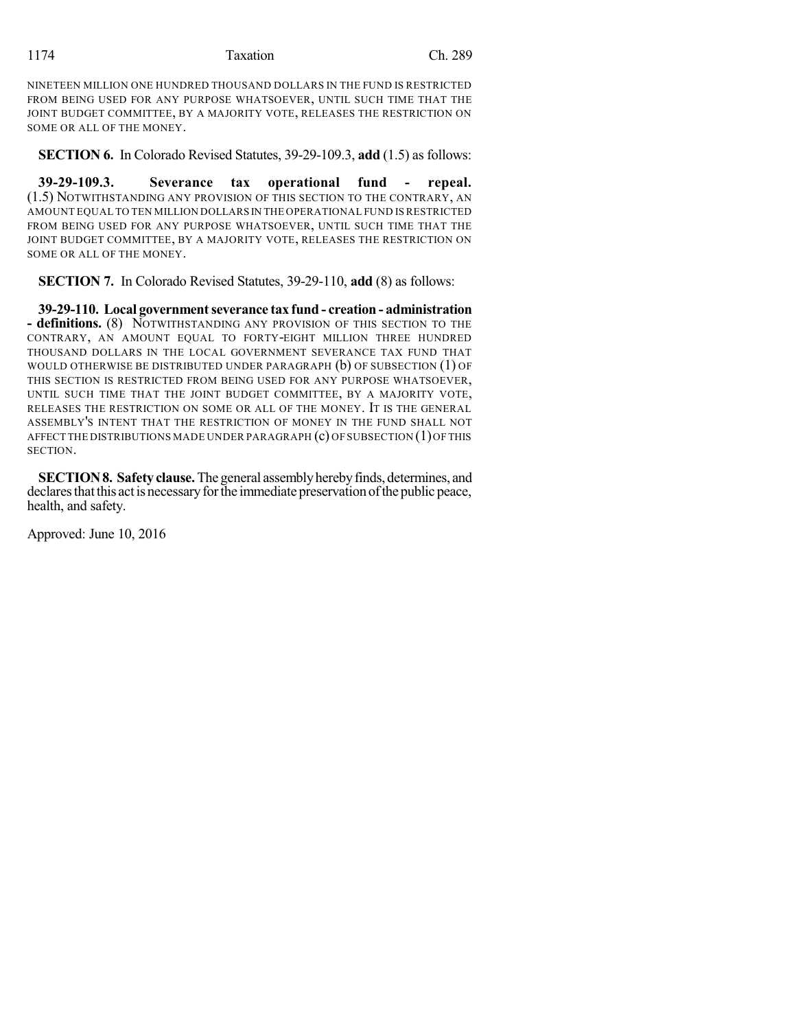NINETEEN MILLION ONE HUNDRED THOUSAND DOLLARS IN THE FUND IS RESTRICTED FROM BEING USED FOR ANY PURPOSE WHATSOEVER, UNTIL SUCH TIME THAT THE JOINT BUDGET COMMITTEE, BY A MAJORITY VOTE, RELEASES THE RESTRICTION ON SOME OR ALL OF THE MONEY.

**SECTION 6.** In Colorado Revised Statutes, 39-29-109.3, **add** (1.5) as follows:

**39-29-109.3. Severance tax operational fund - repeal.** (1.5) NOTWITHSTANDING ANY PROVISION OF THIS SECTION TO THE CONTRARY, AN AMOUNT EQUAL TO TEN MILLION DOLLARS IN THE OPERATIONAL FUND IS RESTRICTED FROM BEING USED FOR ANY PURPOSE WHATSOEVER, UNTIL SUCH TIME THAT THE JOINT BUDGET COMMITTEE, BY A MAJORITY VOTE, RELEASES THE RESTRICTION ON SOME OR ALL OF THE MONEY.

**SECTION 7.** In Colorado Revised Statutes, 39-29-110, **add** (8) as follows:

**39-29-110. Local government severance tax fund - creation - administration - definitions.** (8) NOTWITHSTANDING ANY PROVISION OF THIS SECTION TO THE CONTRARY, AN AMOUNT EQUAL TO FORTY-EIGHT MILLION THREE HUNDRED THOUSAND DOLLARS IN THE LOCAL GOVERNMENT SEVERANCE TAX FUND THAT WOULD OTHERWISE BE DISTRIBUTED UNDER PARAGRAPH (b) OF SUBSECTION (1) OF THIS SECTION IS RESTRICTED FROM BEING USED FOR ANY PURPOSE WHATSOEVER, UNTIL SUCH TIME THAT THE JOINT BUDGET COMMITTEE, BY A MAJORITY VOTE, RELEASES THE RESTRICTION ON SOME OR ALL OF THE MONEY. IT IS THE GENERAL ASSEMBLY'S INTENT THAT THE RESTRICTION OF MONEY IN THE FUND SHALL NOT AFFECT THE DISTRIBUTIONS MADE UNDER PARAGRAPH (c) OF SUBSECTION (1) OF THIS SECTION.

**SECTION 8. Safety clause.** The general assembly hereby finds, determines, and declares that this act is necessary for the immediate preservation of the public peace, health, and safety.

Approved: June 10, 2016